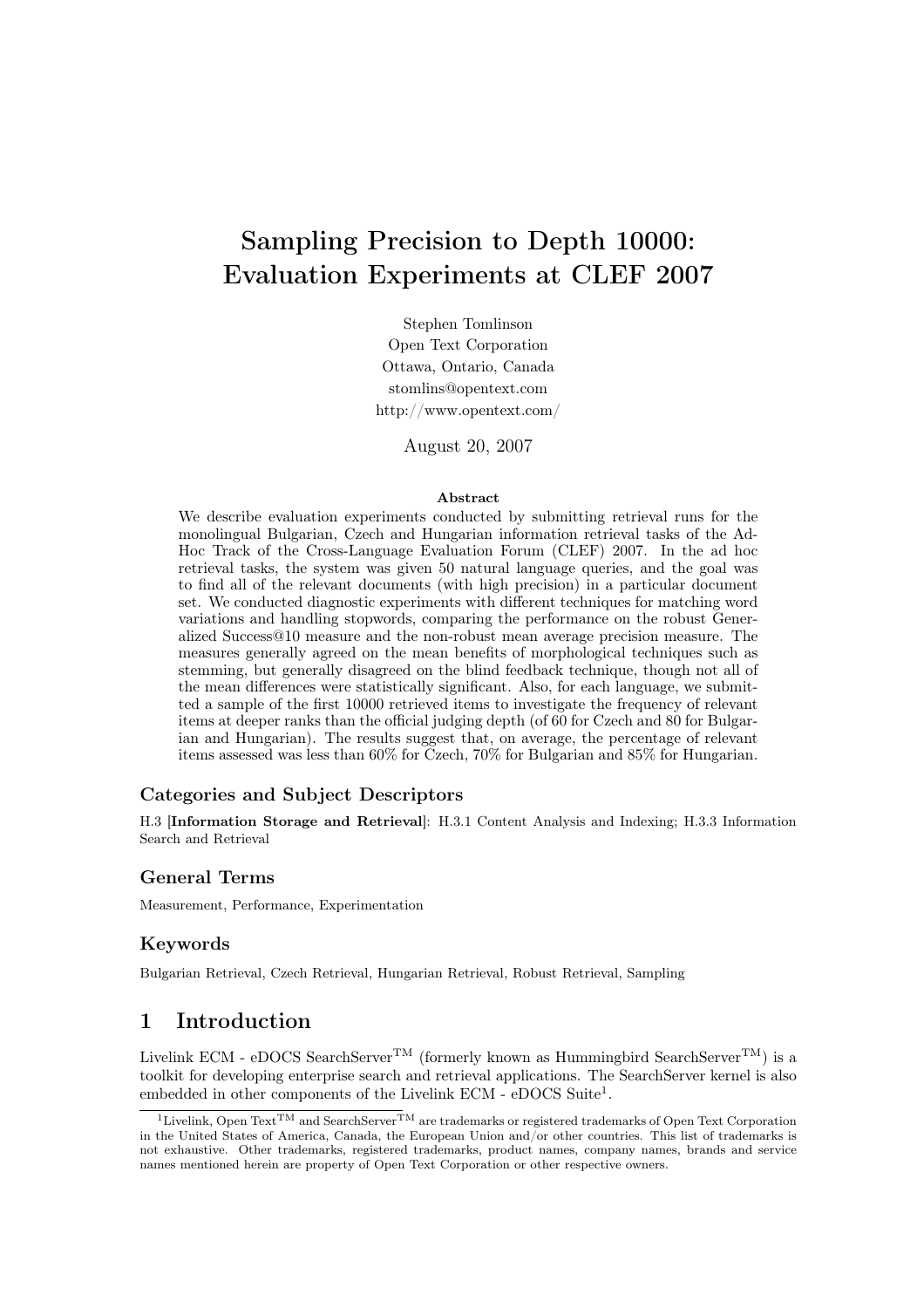# Sampling Precision to Depth 10000: Evaluation Experiments at CLEF 2007

Stephen Tomlinson
Open Text Corporation
Ottawa, Ontario, Canada
stomlins@opentext.com
http://www.opentext.com/

August 20, 2007

## Abstract

We describe evaluation experiments conducted by submitting retrieval runs for the monolingual Bulgarian, Czech and Hungarian information retrieval tasks of the Ad-Hoc Track of the Cross-Language Evaluation Forum (CLEF) 2007. In the ad hoc retrieval tasks, the system was given 50 natural language queries, and the goal was to find all of the relevant documents (with high precision) in a particular document set. We conducted diagnostic experiments with different techniques for matching word variations and handling stopwords, comparing the performance on the robust Generalized Success@10 measure and the non-robust mean average precision measure. The measures generally agreed on the mean benefits of morphological techniques such as stemming, but generally disagreed on the blind feedback technique, though not all of the mean differences were statistically significant. Also, for each language, we submitted a sample of the first 10000 retrieved items to investigate the frequency of relevant items at deeper ranks than the official judging depth (of 60 for Czech and 80 for Bulgarian and Hungarian). The results suggest that, on average, the percentage of relevant items assessed was less than 60% for Czech, 70% for Bulgarian and 85% for Hungarian.

### Categories and Subject Descriptors

H.3 [**Information Storage and Retrieval**]: H.3.1 Content Analysis and Indexing; H.3.3 Information Search and Retrieval

### General Terms

Measurement, Performance, Experimentation

### Keywords

Bulgarian Retrieval, Czech Retrieval, Hungarian Retrieval, Robust Retrieval, Sampling

## 1 Introduction

Livelink ECM - eDOCS SearchServer™ (formerly known as Hummingbird SearchServer™) is a toolkit for developing enterprise search and retrieval applications. The SearchServer kernel is also embedded in other components of the Livelink ECM - eDOCS Suite[1].

[1] Livelink, Open Text™ and SearchServer™ are trademarks or registered trademarks of Open Text Corporation in the United States of America, Canada, the European Union and/or other countries. This list of trademarks is not exhaustive. Other trademarks, registered trademarks, product names, company names, brands and service names mentioned herein are property of Open Text Corporation or other respective owners.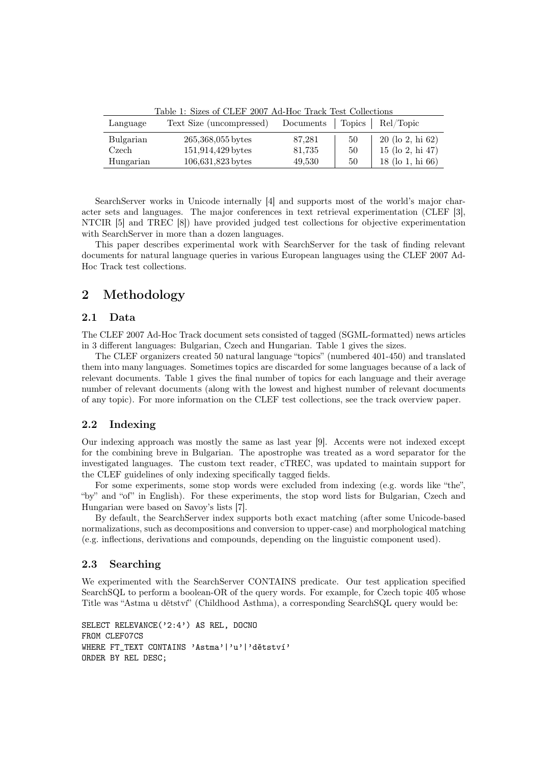Table 1: Sizes of CLEF 2007 Ad-Hoc Track Test Collections

| Language | Text Size (uncompressed) | Documents | Topics | Rel/Topic |
| --- | --- | --- | --- | --- |
| Bulgarian | 265,368,055 bytes | 87,281 | 50 | 20 (lo 2, hi 62) |
| Czech | 151,914,429 bytes | 81,735 | 50 | 15 (lo 2, hi 47) |
| Hungarian | 106,631,823 bytes | 49,530 | 50 | 18 (lo 1, hi 66) |

SearchServer works in Unicode internally [4] and supports most of the world's major character sets and languages. The major conferences in text retrieval experimentation (CLEF [3], NTCIR [5] and TREC [8]) have provided judged test collections for objective experimentation with SearchServer in more than a dozen languages.

This paper describes experimental work with SearchServer for the task of finding relevant documents for natural language queries in various European languages using the CLEF 2007 Ad-Hoc Track test collections.

## 2 Methodology

### 2.1 Data

The CLEF 2007 Ad-Hoc Track document sets consisted of tagged (SGML-formatted) news articles in 3 different languages: Bulgarian, Czech and Hungarian. Table 1 gives the sizes.

The CLEF organizers created 50 natural language "topics" (numbered 401-450) and translated them into many languages. Sometimes topics are discarded for some languages because of a lack of relevant documents. Table 1 gives the final number of topics for each language and their average number of relevant documents (along with the lowest and highest number of relevant documents of any topic). For more information on the CLEF test collections, see the track overview paper.

### 2.2 Indexing

Our indexing approach was mostly the same as last year [9]. Accents were not indexed except for the combining breve in Bulgarian. The apostrophe was treated as a word separator for the investigated languages. The custom text reader, cTREC, was updated to maintain support for the CLEF guidelines of only indexing specifically tagged fields.

For some experiments, some stop words were excluded from indexing (e.g. words like "the", "by" and "of" in English). For these experiments, the stop word lists for Bulgarian, Czech and Hungarian were based on Savoy's lists [7].

By default, the SearchServer index supports both exact matching (after some Unicode-based normalizations, such as decompositions and conversion to upper-case) and morphological matching (e.g. inflections, derivations and compounds, depending on the linguistic component used).

### 2.3 Searching

We experimented with the SearchServer CONTAINS predicate. Our test application specified SearchSQL to perform a boolean-OR of the query words. For example, for Czech topic 405 whose Title was "Astma u dětství" (Childhood Asthma), a corresponding SearchSQL query would be:

```
SELECT RELEVANCE('2:4') AS REL, DOCNO
FROM CLEF07CS
WHERE FT_TEXT CONTAINS 'Astma'|'u'|'dětství'
ORDER BY REL DESC;
```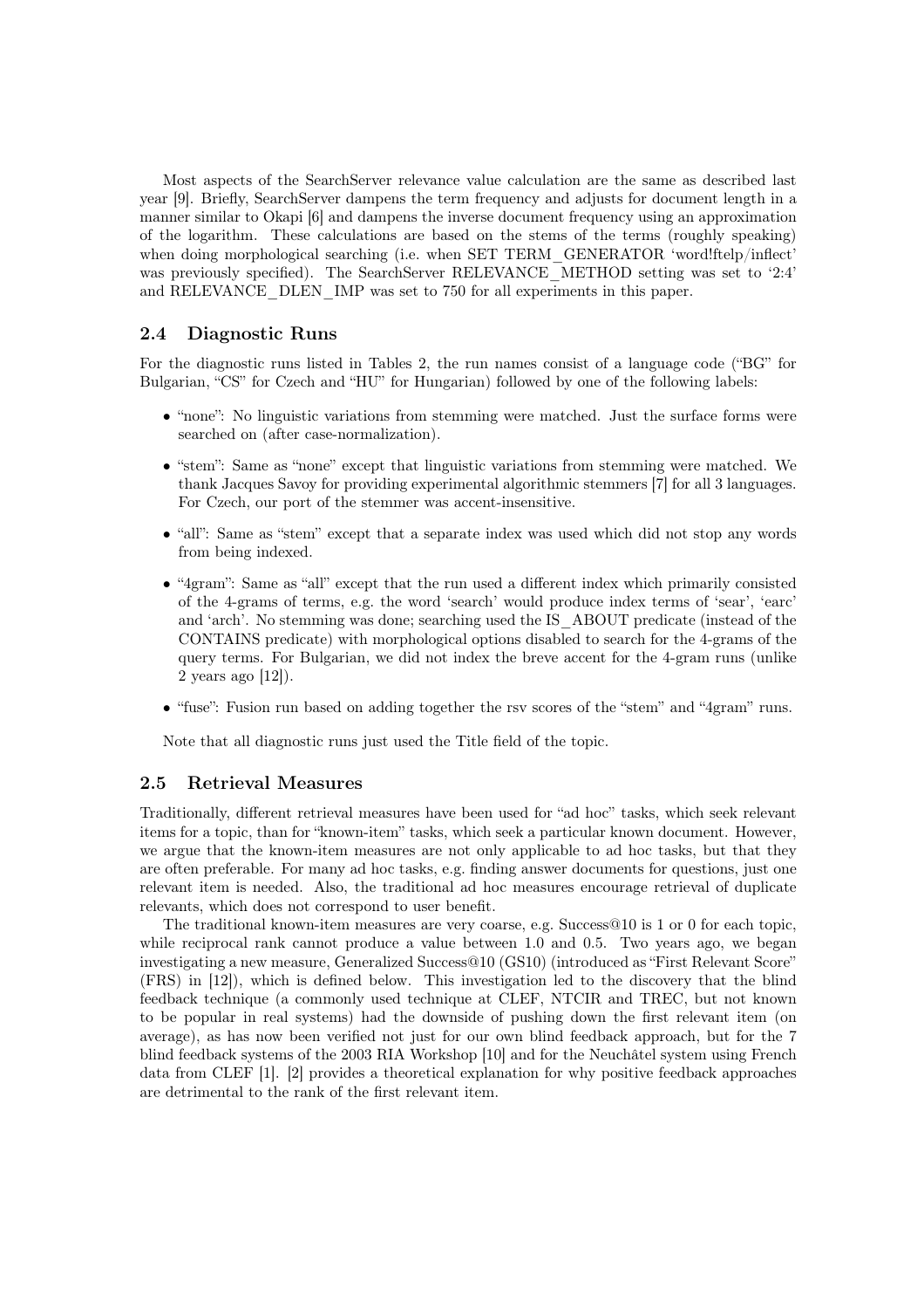Most aspects of the SearchServer relevance value calculation are the same as described last year [9]. Briefly, SearchServer dampens the term frequency and adjusts for document length in a manner similar to Okapi [6] and dampens the inverse document frequency using an approximation of the logarithm. These calculations are based on the stems of the terms (roughly speaking) when doing morphological searching (i.e. when SET TERM_GENERATOR 'word!ftelp/inflect' was previously specified). The SearchServer RELEVANCE_METHOD setting was set to '2:4' and RELEVANCE_DLEN_IMP was set to 750 for all experiments in this paper.

### 2.4 Diagnostic Runs

For the diagnostic runs listed in Tables 2, the run names consist of a language code ("BG" for Bulgarian, "CS" for Czech and "HU" for Hungarian) followed by one of the following labels:

- "none": No linguistic variations from stemming were matched. Just the surface forms were searched on (after case-normalization).
- "stem": Same as "none" except that linguistic variations from stemming were matched. We thank Jacques Savoy for providing experimental algorithmic stemmers [7] for all 3 languages. For Czech, our port of the stemmer was accent-insensitive.
- "all": Same as "stem" except that a separate index was used which did not stop any words from being indexed.
- "4gram": Same as "all" except that the run used a different index which primarily consisted of the 4-grams of terms, e.g. the word 'search' would produce index terms of 'sear', 'earc' and 'arch'. No stemming was done; searching used the IS_ABOUT predicate (instead of the CONTAINS predicate) with morphological options disabled to search for the 4-grams of the query terms. For Bulgarian, we did not index the breve accent for the 4-gram runs (unlike 2 years ago [12]).
- "fuse": Fusion run based on adding together the rsv scores of the "stem" and "4gram" runs.

Note that all diagnostic runs just used the Title field of the topic.

### 2.5 Retrieval Measures

Traditionally, different retrieval measures have been used for "ad hoc" tasks, which seek relevant items for a topic, than for "known-item" tasks, which seek a particular known document. However, we argue that the known-item measures are not only applicable to ad hoc tasks, but that they are often preferable. For many ad hoc tasks, e.g. finding answer documents for questions, just one relevant item is needed. Also, the traditional ad hoc measures encourage retrieval of duplicate relevants, which does not correspond to user benefit.

The traditional known-item measures are very coarse, e.g. Success@10 is 1 or 0 for each topic, while reciprocal rank cannot produce a value between 1.0 and 0.5. Two years ago, we began investigating a new measure, Generalized Success@10 (GS10) (introduced as "First Relevant Score" (FRS) in [12]), which is defined below. This investigation led to the discovery that the blind feedback technique (a commonly used technique at CLEF, NTCIR and TREC, but not known to be popular in real systems) had the downside of pushing down the first relevant item (on average), as has now been verified not just for our own blind feedback approach, but for the 7 blind feedback systems of the 2003 RIA Workshop [10] and for the Neuchâtel system using French data from CLEF [1]. [2] provides a theoretical explanation for why positive feedback approaches are detrimental to the rank of the first relevant item.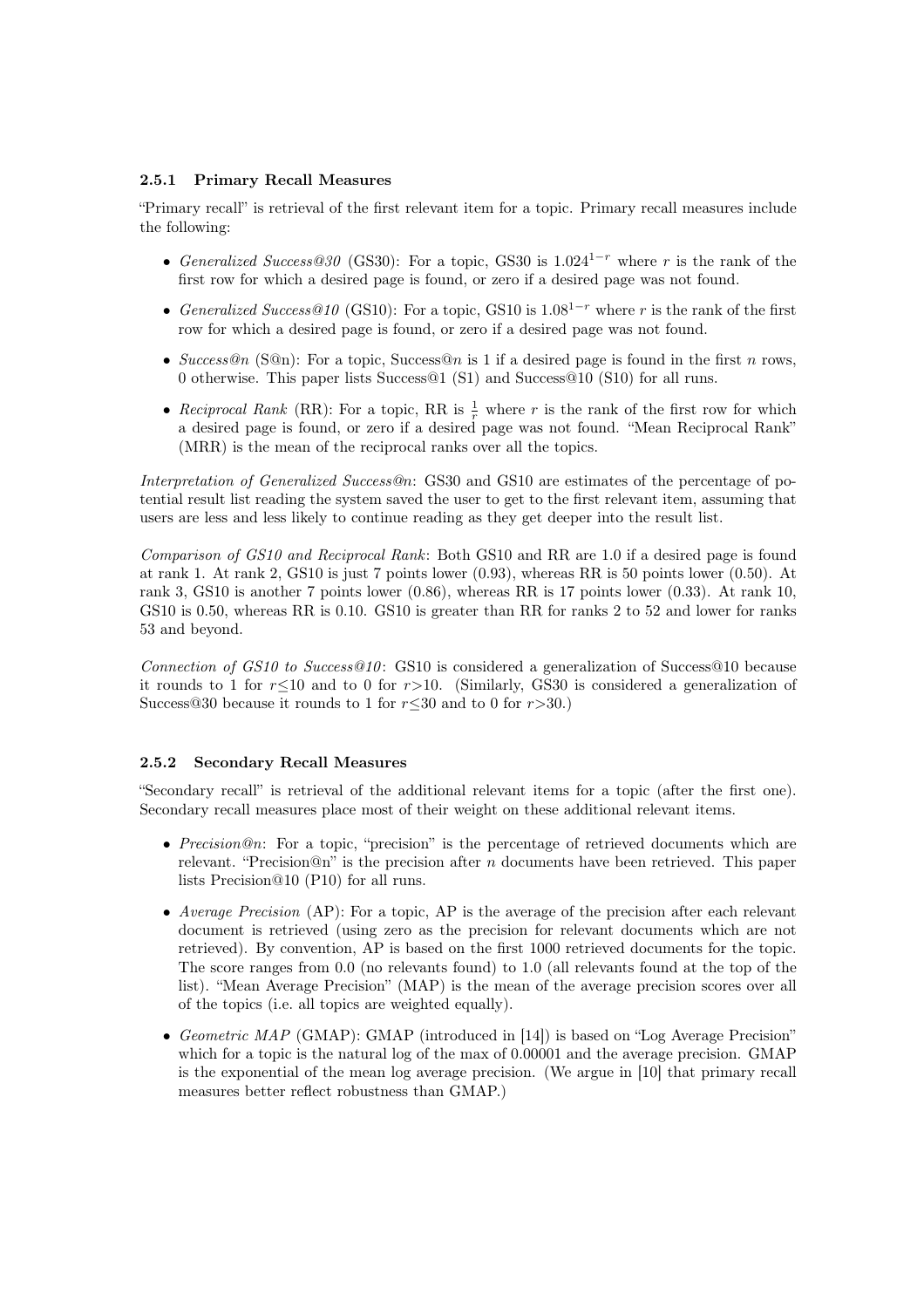### 2.5.1 Primary Recall Measures

"Primary recall" is retrieval of the first relevant item for a topic. Primary recall measures include the following:

- *Generalized Success@30* (GS30): For a topic, GS30 is $1.024^{1-r}$ where $r$ is the rank of the first row for which a desired page is found, or zero if a desired page was not found.
- *Generalized Success@10* (GS10): For a topic, GS10 is $1.08^{1-r}$ where $r$ is the rank of the first row for which a desired page is found, or zero if a desired page was not found.
- *Success@n* (S@n): For a topic, Success@$n$ is 1 if a desired page is found in the first $n$ rows, 0 otherwise. This paper lists Success@1 (S1) and Success@10 (S10) for all runs.
- *Reciprocal Rank* (RR): For a topic, RR is $\frac{1}{r}$ where $r$ is the rank of the first row for which a desired page is found, or zero if a desired page was not found. "Mean Reciprocal Rank" (MRR) is the mean of the reciprocal ranks over all the topics.

*Interpretation of Generalized Success@n*: GS30 and GS10 are estimates of the percentage of potential result list reading the system saved the user to get to the first relevant item, assuming that users are less and less likely to continue reading as they get deeper into the result list.

*Comparison of GS10 and Reciprocal Rank*: Both GS10 and RR are 1.0 if a desired page is found at rank 1. At rank 2, GS10 is just 7 points lower (0.93), whereas RR is 50 points lower (0.50). At rank 3, GS10 is another 7 points lower (0.86), whereas RR is 17 points lower (0.33). At rank 10, GS10 is 0.50, whereas RR is 0.10. GS10 is greater than RR for ranks 2 to 52 and lower for ranks 53 and beyond.

*Connection of GS10 to Success@10*: GS10 is considered a generalization of Success@10 because it rounds to 1 for $r \leq 10$ and to 0 for $r > 10$. (Similarly, GS30 is considered a generalization of Success@30 because it rounds to 1 for $r \leq 30$ and to 0 for $r > 30$.)

### 2.5.2 Secondary Recall Measures

"Secondary recall" is retrieval of the additional relevant items for a topic (after the first one). Secondary recall measures place most of their weight on these additional relevant items.

- *Precision@n*: For a topic, "precision" is the percentage of retrieved documents which are relevant. "Precision@n" is the precision after $n$ documents have been retrieved. This paper lists Precision@10 (P10) for all runs.
- *Average Precision* (AP): For a topic, AP is the average of the precision after each relevant document is retrieved (using zero as the precision for relevant documents which are not retrieved). By convention, AP is based on the first 1000 retrieved documents for the topic. The score ranges from 0.0 (no relevants found) to 1.0 (all relevants found at the top of the list). "Mean Average Precision" (MAP) is the mean of the average precision scores over all of the topics (i.e. all topics are weighted equally).
- *Geometric MAP* (GMAP): GMAP (introduced in [14]) is based on "Log Average Precision" which for a topic is the natural log of the max of 0.00001 and the average precision. GMAP is the exponential of the mean log average precision. (We argue in [10] that primary recall measures better reflect robustness than GMAP.)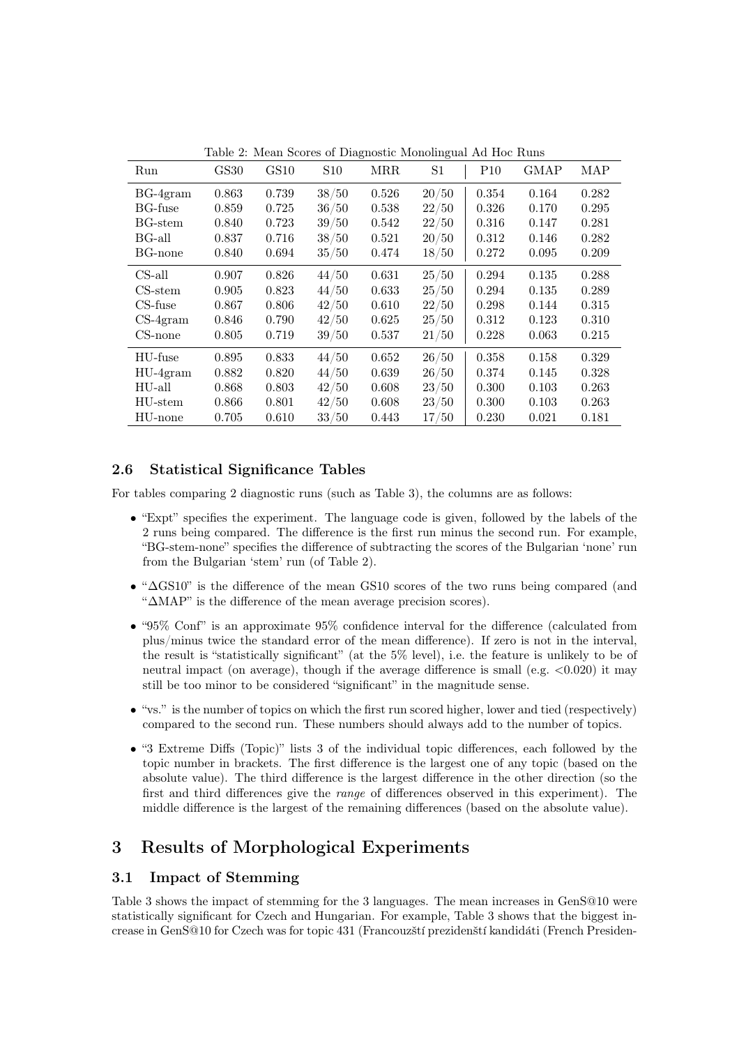Table 2: Mean Scores of Diagnostic Monolingual Ad Hoc Runs

| Run | GS30 | GS10 | S10 | MRR | S1 | P10 | GMAP | MAP |
|---|---|---|---|---|---|---|---|---|
| BG-4gram | 0.863 | 0.739 | 38/50 | 0.526 | 20/50 | 0.354 | 0.164 | 0.282 |
| BG-fuse | 0.859 | 0.725 | 36/50 | 0.538 | 22/50 | 0.326 | 0.170 | 0.295 |
| BG-stem | 0.840 | 0.723 | 39/50 | 0.542 | 22/50 | 0.316 | 0.147 | 0.281 |
| BG-all | 0.837 | 0.716 | 38/50 | 0.521 | 20/50 | 0.312 | 0.146 | 0.282 |
| BG-none | 0.840 | 0.694 | 35/50 | 0.474 | 18/50 | 0.272 | 0.095 | 0.209 |
| CS-all | 0.907 | 0.826 | 44/50 | 0.631 | 25/50 | 0.294 | 0.135 | 0.288 |
| CS-stem | 0.905 | 0.823 | 44/50 | 0.633 | 25/50 | 0.294 | 0.135 | 0.289 |
| CS-fuse | 0.867 | 0.806 | 42/50 | 0.610 | 22/50 | 0.298 | 0.144 | 0.315 |
| CS-4gram | 0.846 | 0.790 | 42/50 | 0.625 | 25/50 | 0.312 | 0.123 | 0.310 |
| CS-none | 0.805 | 0.719 | 39/50 | 0.537 | 21/50 | 0.228 | 0.063 | 0.215 |
| HU-fuse | 0.895 | 0.833 | 44/50 | 0.652 | 26/50 | 0.358 | 0.158 | 0.329 |
| HU-4gram | 0.882 | 0.820 | 44/50 | 0.639 | 26/50 | 0.374 | 0.145 | 0.328 |
| HU-all | 0.868 | 0.803 | 42/50 | 0.608 | 23/50 | 0.300 | 0.103 | 0.263 |
| HU-stem | 0.866 | 0.801 | 42/50 | 0.608 | 23/50 | 0.300 | 0.103 | 0.263 |
| HU-none | 0.705 | 0.610 | 33/50 | 0.443 | 17/50 | 0.230 | 0.021 | 0.181 |

### 2.6 Statistical Significance Tables

For tables comparing 2 diagnostic runs (such as Table 3), the columns are as follows:

- "Expt" specifies the experiment. The language code is given, followed by the labels of the 2 runs being compared. The difference is the first run minus the second run. For example, "BG-stem-none" specifies the difference of subtracting the scores of the Bulgarian 'none' run from the Bulgarian 'stem' run (of Table 2).
- "ΔGS10" is the difference of the mean GS10 scores of the two runs being compared (and "ΔMAP" is the difference of the mean average precision scores).
- "95% Conf" is an approximate 95% confidence interval for the difference (calculated from plus/minus twice the standard error of the mean difference). If zero is not in the interval, the result is "statistically significant" (at the 5% level), i.e. the feature is unlikely to be of neutral impact (on average), though if the average difference is small (e.g. <0.020) it may still be too minor to be considered "significant" in the magnitude sense.
- "vs." is the number of topics on which the first run scored higher, lower and tied (respectively) compared to the second run. These numbers should always add to the number of topics.
- "3 Extreme Diffs (Topic)" lists 3 of the individual topic differences, each followed by the topic number in brackets. The first difference is the largest one of any topic (based on the absolute value). The third difference is the largest difference in the other direction (so the first and third differences give the *range* of differences observed in this experiment). The middle difference is the largest of the remaining differences (based on the absolute value).

## 3 Results of Morphological Experiments

### 3.1 Impact of Stemming

Table 3 shows the impact of stemming for the 3 languages. The mean increases in GenS@10 were statistically significant for Czech and Hungarian. For example, Table 3 shows that the biggest increase in GenS@10 for Czech was for topic 431 (Francouzští prezidenští kandidáti (French Presiden-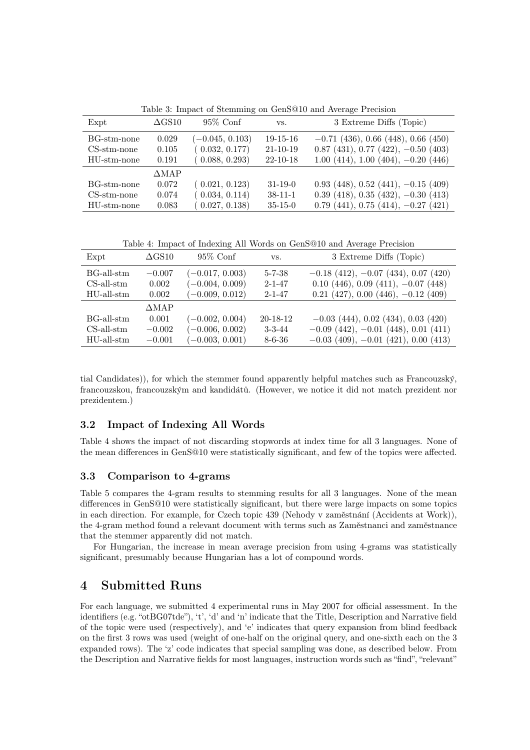Table 3: Impact of Stemming on GenS@10 and Average Precision

| Expt | ΔGS10 | 95% Conf | vs. | 3 Extreme Diffs (Topic) |
|---|---|---|---|---|
| BG-stm-none | 0.029 | (−0.045, 0.103) | 19-15-16 | −0.71 (436), 0.66 (448), 0.66 (450) |
| CS-stm-none | 0.105 | ( 0.032, 0.177) | 21-10-19 | 0.87 (431), 0.77 (422), −0.50 (403) |
| HU-stm-none | 0.191 | ( 0.088, 0.293) | 22-10-18 | 1.00 (414), 1.00 (404), −0.20 (446) |
| | ΔMAP | | | |
| BG-stm-none | 0.072 | ( 0.021, 0.123) | 31-19-0 | 0.93 (448), 0.52 (441), −0.15 (409) |
| CS-stm-none | 0.074 | ( 0.034, 0.114) | 38-11-1 | 0.39 (418), 0.35 (432), −0.30 (413) |
| HU-stm-none | 0.083 | ( 0.027, 0.138) | 35-15-0 | 0.79 (441), 0.75 (414), −0.27 (421) |

Table 4: Impact of Indexing All Words on GenS@10 and Average Precision

| Expt | ΔGS10 | 95% Conf | vs. | 3 Extreme Diffs (Topic) |
|---|---|---|---|---|
| BG-all-stm | −0.007 | (−0.017, 0.003) | 5-7-38 | −0.18 (412), −0.07 (434), 0.07 (420) |
| CS-all-stm | 0.002 | (−0.004, 0.009) | 2-1-47 | 0.10 (446), 0.09 (411), −0.07 (448) |
| HU-all-stm | 0.002 | (−0.009, 0.012) | 2-1-47 | 0.21 (427), 0.00 (446), −0.12 (409) |
| | ΔMAP | | | |
| BG-all-stm | 0.001 | (−0.002, 0.004) | 20-18-12 | −0.03 (444), 0.02 (434), 0.03 (420) |
| CS-all-stm | −0.002 | (−0.006, 0.002) | 3-3-44 | −0.09 (442), −0.01 (448), 0.01 (411) |
| HU-all-stm | −0.001 | (−0.003, 0.001) | 8-6-36 | −0.03 (409), −0.01 (421), 0.00 (413) |

tial Candidates)), for which the stemmer found apparently helpful matches such as Francouzský, francouzskou, francouzským and kandidátů. (However, we notice it did not match prezident nor prezidentem.)

### 3.2 Impact of Indexing All Words

Table 4 shows the impact of not discarding stopwords at index time for all 3 languages. None of the mean differences in GenS@10 were statistically significant, and few of the topics were affected.

### 3.3 Comparison to 4-grams

Table 5 compares the 4-gram results to stemming results for all 3 languages. None of the mean differences in GenS@10 were statistically significant, but there were large impacts on some topics in each direction. For example, for Czech topic 439 (Nehody v zaměstnání (Accidents at Work)), the 4-gram method found a relevant document with terms such as Zaměstnanci and zaměstnance that the stemmer apparently did not match.

For Hungarian, the increase in mean average precision from using 4-grams was statistically significant, presumably because Hungarian has a lot of compound words.

## 4 Submitted Runs

For each language, we submitted 4 experimental runs in May 2007 for official assessment. In the identifiers (e.g. "otBG07tde"), 't', 'd' and 'n' indicate that the Title, Description and Narrative field of the topic were used (respectively), and 'e' indicates that query expansion from blind feedback on the first 3 rows was used (weight of one-half on the original query, and one-sixth each on the 3 expanded rows). The 'z' code indicates that special sampling was done, as described below. From the Description and Narrative fields for most languages, instruction words such as "find", "relevant"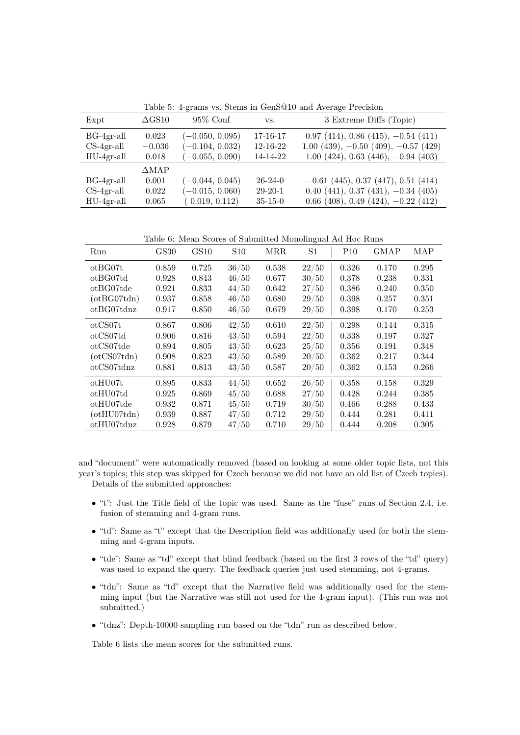Table 5: 4-grams vs. Stems in GenS@10 and Average Precision

| Expt | ΔGS10 | 95% Conf | vs. | 3 Extreme Diffs (Topic) |
|---|---|---|---|---|
| BG-4gr-all | 0.023 | (−0.050, 0.095) | 17-16-17 | 0.97 (414), 0.86 (415), −0.54 (411) |
| CS-4gr-all | −0.036 | (−0.104, 0.032) | 12-16-22 | 1.00 (439), −0.50 (409), −0.57 (429) |
| HU-4gr-all | 0.018 | (−0.055, 0.090) | 14-14-22 | 1.00 (424), 0.63 (446), −0.94 (403) |
| | ΔMAP | | | |
| BG-4gr-all | 0.001 | (−0.044, 0.045) | 26-24-0 | −0.61 (445), 0.37 (417), 0.51 (414) |
| CS-4gr-all | 0.022 | (−0.015, 0.060) | 29-20-1 | 0.40 (441), 0.37 (431), −0.34 (405) |
| HU-4gr-all | 0.065 | ( 0.019, 0.112) | 35-15-0 | 0.66 (408), 0.49 (424), −0.22 (412) |

Table 6: Mean Scores of Submitted Monolingual Ad Hoc Runs

| Run | GS30 | GS10 | S10 | MRR | S1 | P10 | GMAP | MAP |
|---|---|---|---|---|---|---|---|---|
| otBG07t | 0.859 | 0.725 | 36/50 | 0.538 | 22/50 | 0.326 | 0.170 | 0.295 |
| otBG07td | 0.928 | 0.843 | 46/50 | 0.677 | 30/50 | 0.378 | 0.238 | 0.331 |
| otBG07tde | 0.921 | 0.833 | 44/50 | 0.642 | 27/50 | 0.386 | 0.240 | 0.350 |
| (otBG07tdn) | 0.937 | 0.858 | 46/50 | 0.680 | 29/50 | 0.398 | 0.257 | 0.351 |
| otBG07tdnz | 0.917 | 0.850 | 46/50 | 0.679 | 29/50 | 0.398 | 0.170 | 0.253 |
| otCS07t | 0.867 | 0.806 | 42/50 | 0.610 | 22/50 | 0.298 | 0.144 | 0.315 |
| otCS07td | 0.906 | 0.816 | 43/50 | 0.594 | 22/50 | 0.338 | 0.197 | 0.327 |
| otCS07tde | 0.894 | 0.805 | 43/50 | 0.623 | 25/50 | 0.356 | 0.191 | 0.348 |
| (otCS07tdn) | 0.908 | 0.823 | 43/50 | 0.589 | 20/50 | 0.362 | 0.217 | 0.344 |
| otCS07tdnz | 0.881 | 0.813 | 43/50 | 0.587 | 20/50 | 0.362 | 0.153 | 0.266 |
| otHU07t | 0.895 | 0.833 | 44/50 | 0.652 | 26/50 | 0.358 | 0.158 | 0.329 |
| otHU07td | 0.925 | 0.869 | 45/50 | 0.688 | 27/50 | 0.428 | 0.244 | 0.385 |
| otHU07tde | 0.932 | 0.871 | 45/50 | 0.719 | 30/50 | 0.466 | 0.288 | 0.433 |
| (otHU07tdn) | 0.939 | 0.887 | 47/50 | 0.712 | 29/50 | 0.444 | 0.281 | 0.411 |
| otHU07tdnz | 0.928 | 0.879 | 47/50 | 0.710 | 29/50 | 0.444 | 0.208 | 0.305 |

and "document" were automatically removed (based on looking at some older topic lists, not this year's topics; this step was skipped for Czech because we did not have an old list of Czech topics).

Details of the submitted approaches:

- "t": Just the Title field of the topic was used. Same as the "fuse" runs of Section 2.4, i.e. fusion of stemming and 4-gram runs.
- "td": Same as "t" except that the Description field was additionally used for both the stemming and 4-gram inputs.
- "tde": Same as "td" except that blind feedback (based on the first 3 rows of the "td" query) was used to expand the query. The feedback queries just used stemming, not 4-grams.
- "tdn": Same as "td" except that the Narrative field was additionally used for the stemming input (but the Narrative was still not used for the 4-gram input). (This run was not submitted.)
- "tdnz": Depth-10000 sampling run based on the "tdn" run as described below.

Table 6 lists the mean scores for the submitted runs.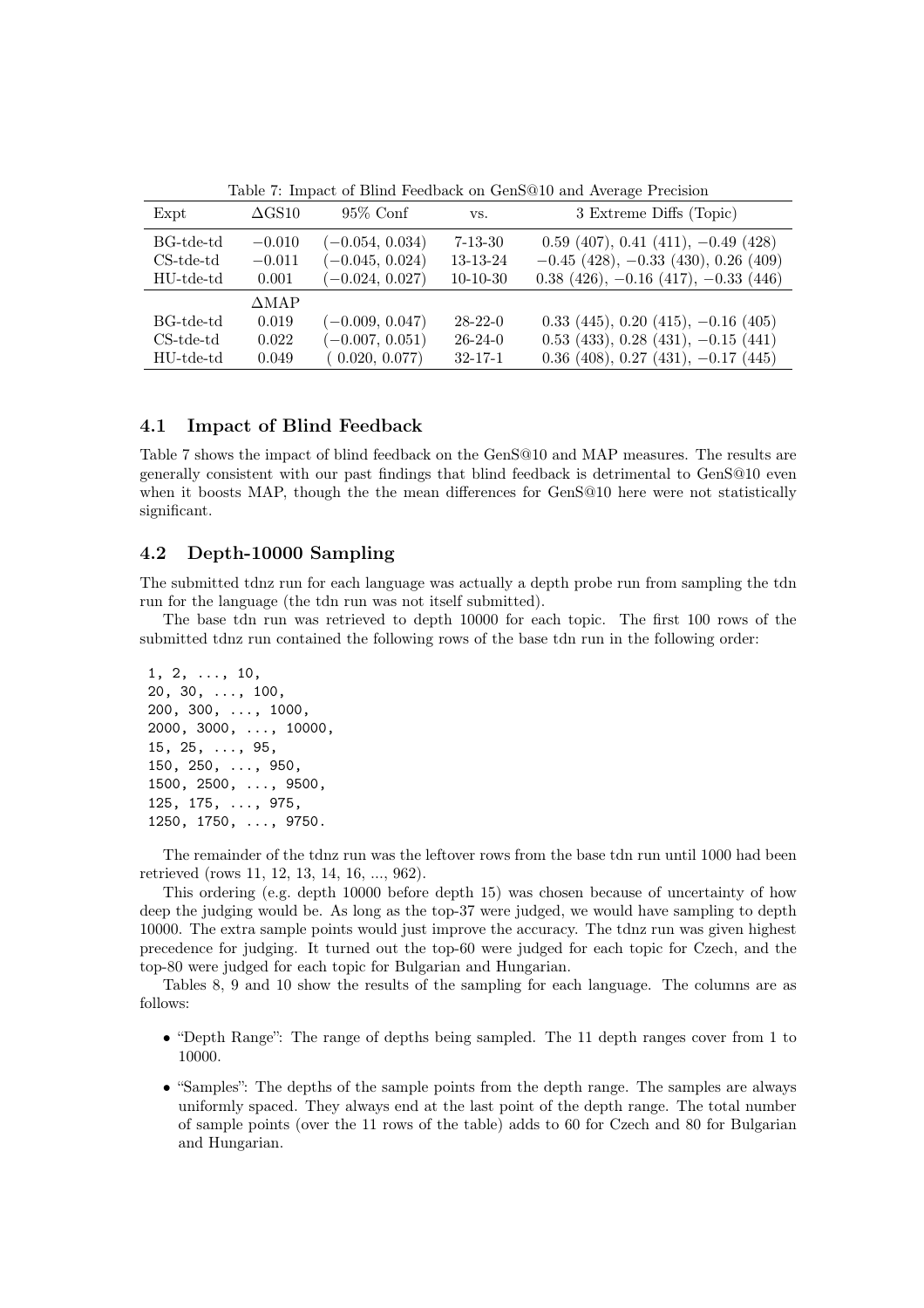Table 7: Impact of Blind Feedback on GenS@10 and Average Precision

| Expt | ΔGS10 | 95% Conf | vs. | 3 Extreme Diffs (Topic) |
|---|---|---|---|---|
| BG-tde-td | −0.010 | (−0.054, 0.034) | 7-13-30 | 0.59 (407), 0.41 (411), −0.49 (428) |
| CS-tde-td | −0.011 | (−0.045, 0.024) | 13-13-24 | −0.45 (428), −0.33 (430), 0.26 (409) |
| HU-tde-td | 0.001 | (−0.024, 0.027) | 10-10-30 | 0.38 (426), −0.16 (417), −0.33 (446) |
| | ΔMAP | | | |
| BG-tde-td | 0.019 | (−0.009, 0.047) | 28-22-0 | 0.33 (445), 0.20 (415), −0.16 (405) |
| CS-tde-td | 0.022 | (−0.007, 0.051) | 26-24-0 | 0.53 (433), 0.28 (431), −0.15 (441) |
| HU-tde-td | 0.049 | ( 0.020, 0.077) | 32-17-1 | 0.36 (408), 0.27 (431), −0.17 (445) |

## 4.1 Impact of Blind Feedback

Table 7 shows the impact of blind feedback on the GenS@10 and MAP measures. The results are generally consistent with our past findings that blind feedback is detrimental to GenS@10 even when it boosts MAP, though the the mean differences for GenS@10 here were not statistically significant.

## 4.2 Depth-10000 Sampling

The submitted tdnz run for each language was actually a depth probe run from sampling the tdn run for the language (the tdn run was not itself submitted).

The base tdn run was retrieved to depth 10000 for each topic. The first 100 rows of the submitted tdnz run contained the following rows of the base tdn run in the following order:

```
1, 2, ..., 10,
20, 30, ..., 100,
200, 300, ..., 1000,
2000, 3000, ..., 10000,
15, 25, ..., 95,
150, 250, ..., 950,
1500, 2500, ..., 9500,
125, 175, ..., 975,
1250, 1750, ..., 9750.
```

The remainder of the tdnz run was the leftover rows from the base tdn run until 1000 had been retrieved (rows 11, 12, 13, 14, 16, ..., 962).

This ordering (e.g. depth 10000 before depth 15) was chosen because of uncertainty of how deep the judging would be. As long as the top-37 were judged, we would have sampling to depth 10000. The extra sample points would just improve the accuracy. The tdnz run was given highest precedence for judging. It turned out the top-60 were judged for each topic for Czech, and the top-80 were judged for each topic for Bulgarian and Hungarian.

Tables 8, 9 and 10 show the results of the sampling for each language. The columns are as follows:

- "Depth Range": The range of depths being sampled. The 11 depth ranges cover from 1 to 10000.
- "Samples": The depths of the sample points from the depth range. The samples are always uniformly spaced. They always end at the last point of the depth range. The total number of sample points (over the 11 rows of the table) adds to 60 for Czech and 80 for Bulgarian and Hungarian.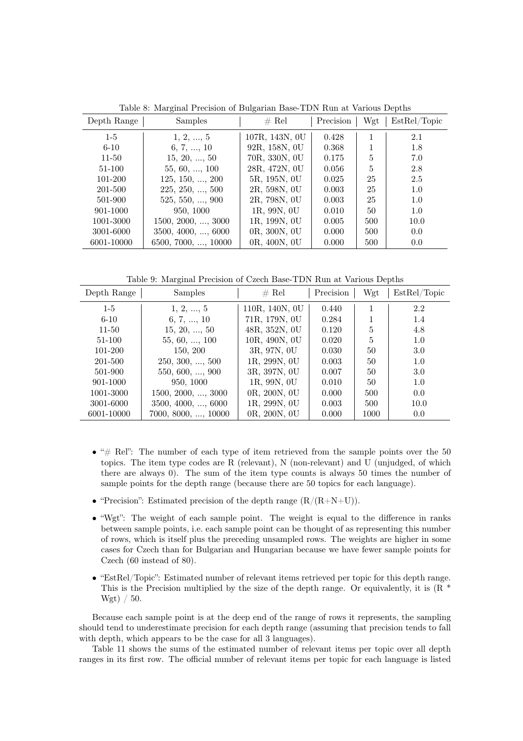Table 8: Marginal Precision of Bulgarian Base-TDN Run at Various Depths

| Depth Range | Samples | # Rel | Precision | Wgt | EstRel/Topic |
|---|---|---|---|---|---|
| 1-5 | 1, 2, ..., 5 | 107R, 143N, 0U | 0.428 | 1 | 2.1 |
| 6-10 | 6, 7, ..., 10 | 92R, 158N, 0U | 0.368 | 1 | 1.8 |
| 11-50 | 15, 20, ..., 50 | 70R, 330N, 0U | 0.175 | 5 | 7.0 |
| 51-100 | 55, 60, ..., 100 | 28R, 472N, 0U | 0.056 | 5 | 2.8 |
| 101-200 | 125, 150, ..., 200 | 5R, 195N, 0U | 0.025 | 25 | 2.5 |
| 201-500 | 225, 250, ..., 500 | 2R, 598N, 0U | 0.003 | 25 | 1.0 |
| 501-900 | 525, 550, ..., 900 | 2R, 798N, 0U | 0.003 | 25 | 1.0 |
| 901-1000 | 950, 1000 | 1R, 99N, 0U | 0.010 | 50 | 1.0 |
| 1001-3000 | 1500, 2000, ..., 3000 | 1R, 199N, 0U | 0.005 | 500 | 10.0 |
| 3001-6000 | 3500, 4000, ..., 6000 | 0R, 300N, 0U | 0.000 | 500 | 0.0 |
| 6001-10000 | 6500, 7000, ..., 10000 | 0R, 400N, 0U | 0.000 | 500 | 0.0 |

Table 9: Marginal Precision of Czech Base-TDN Run at Various Depths

| Depth Range | Samples | # Rel | Precision | Wgt | EstRel/Topic |
|---|---|---|---|---|---|
| 1-5 | 1, 2, ..., 5 | 110R, 140N, 0U | 0.440 | 1 | 2.2 |
| 6-10 | 6, 7, ..., 10 | 71R, 179N, 0U | 0.284 | 1 | 1.4 |
| 11-50 | 15, 20, ..., 50 | 48R, 352N, 0U | 0.120 | 5 | 4.8 |
| 51-100 | 55, 60, ..., 100 | 10R, 490N, 0U | 0.020 | 5 | 1.0 |
| 101-200 | 150, 200 | 3R, 97N, 0U | 0.030 | 50 | 3.0 |
| 201-500 | 250, 300, ..., 500 | 1R, 299N, 0U | 0.003 | 50 | 1.0 |
| 501-900 | 550, 600, ..., 900 | 3R, 397N, 0U | 0.007 | 50 | 3.0 |
| 901-1000 | 950, 1000 | 1R, 99N, 0U | 0.010 | 50 | 1.0 |
| 1001-3000 | 1500, 2000, ..., 3000 | 0R, 200N, 0U | 0.000 | 500 | 0.0 |
| 3001-6000 | 3500, 4000, ..., 6000 | 1R, 299N, 0U | 0.003 | 500 | 10.0 |
| 6001-10000 | 7000, 8000, ..., 10000 | 0R, 200N, 0U | 0.000 | 1000 | 0.0 |

- "# Rel": The number of each type of item retrieved from the sample points over the 50 topics. The item type codes are R (relevant), N (non-relevant) and U (unjudged, of which there are always 0). The sum of the item type counts is always 50 times the number of sample points for the depth range (because there are 50 topics for each language).
- "Precision": Estimated precision of the depth range (R/(R+N+U)).
- "Wgt": The weight of each sample point. The weight is equal to the difference in ranks between sample points, i.e. each sample point can be thought of as representing this number of rows, which is itself plus the preceding unsampled rows. The weights are higher in some cases for Czech than for Bulgarian and Hungarian because we have fewer sample points for Czech (60 instead of 80).
- "EstRel/Topic": Estimated number of relevant items retrieved per topic for this depth range. This is the Precision multiplied by the size of the depth range. Or equivalently, it is (R * Wgt) / 50.

Because each sample point is at the deep end of the range of rows it represents, the sampling should tend to underestimate precision for each depth range (assuming that precision tends to fall with depth, which appears to be the case for all 3 languages).

Table 11 shows the sums of the estimated number of relevant items per topic over all depth ranges in its first row. The official number of relevant items per topic for each language is listed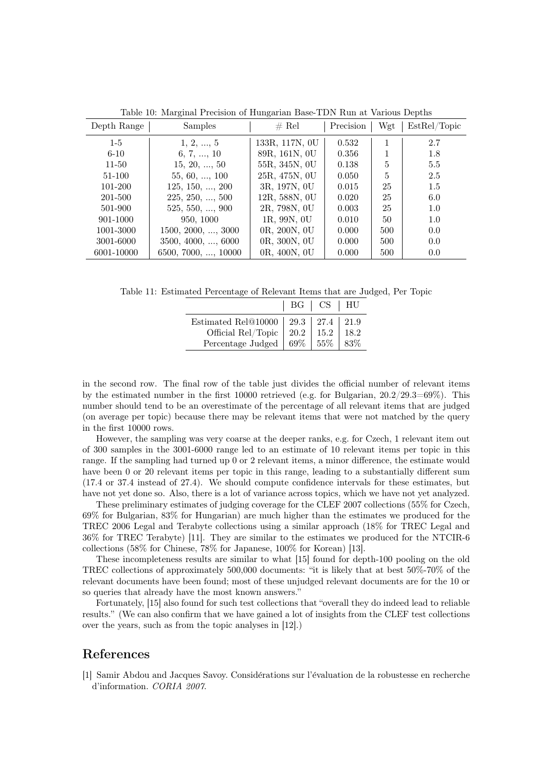Table 10: Marginal Precision of Hungarian Base-TDN Run at Various Depths

| Depth Range | Samples | # Rel | Precision | Wgt | EstRel/Topic |
|---|---|---|---|---|---|
| 1-5 | 1, 2, ..., 5 | 133R, 117N, 0U | 0.532 | 1 | 2.7 |
| 6-10 | 6, 7, ..., 10 | 89R, 161N, 0U | 0.356 | 1 | 1.8 |
| 11-50 | 15, 20, ..., 50 | 55R, 345N, 0U | 0.138 | 5 | 5.5 |
| 51-100 | 55, 60, ..., 100 | 25R, 475N, 0U | 0.050 | 5 | 2.5 |
| 101-200 | 125, 150, ..., 200 | 3R, 197N, 0U | 0.015 | 25 | 1.5 |
| 201-500 | 225, 250, ..., 500 | 12R, 588N, 0U | 0.020 | 25 | 6.0 |
| 501-900 | 525, 550, ..., 900 | 2R, 798N, 0U | 0.003 | 25 | 1.0 |
| 901-1000 | 950, 1000 | 1R, 99N, 0U | 0.010 | 50 | 1.0 |
| 1001-3000 | 1500, 2000, ..., 3000 | 0R, 200N, 0U | 0.000 | 500 | 0.0 |
| 3001-6000 | 3500, 4000, ..., 6000 | 0R, 300N, 0U | 0.000 | 500 | 0.0 |
| 6001-10000 | 6500, 7000, ..., 10000 | 0R, 400N, 0U | 0.000 | 500 | 0.0 |

Table 11: Estimated Percentage of Relevant Items that are Judged, Per Topic

| | BG | CS | HU |
|---|---|---|---|
| Estimated Rel@10000 | 29.3 | 27.4 | 21.9 |
| Official Rel/Topic | 20.2 | 15.2 | 18.2 |
| Percentage Judged | 69% | 55% | 83% |

in the second row. The final row of the table just divides the official number of relevant items by the estimated number in the first 10000 retrieved (e.g. for Bulgarian, 20.2/29.3=69%). This number should tend to be an overestimate of the percentage of all relevant items that are judged (on average per topic) because there may be relevant items that were not matched by the query in the first 10000 rows.

However, the sampling was very coarse at the deeper ranks, e.g. for Czech, 1 relevant item out of 300 samples in the 3001-6000 range led to an estimate of 10 relevant items per topic in this range. If the sampling had turned up 0 or 2 relevant items, a minor difference, the estimate would have been 0 or 20 relevant items per topic in this range, leading to a substantially different sum (17.4 or 37.4 instead of 27.4). We should compute confidence intervals for these estimates, but have not yet done so. Also, there is a lot of variance across topics, which we have not yet analyzed.

These preliminary estimates of judging coverage for the CLEF 2007 collections (55% for Czech, 69% for Bulgarian, 83% for Hungarian) are much higher than the estimates we produced for the TREC 2006 Legal and Terabyte collections using a similar approach (18% for TREC Legal and 36% for TREC Terabyte) [11]. They are similar to the estimates we produced for the NTCIR-6 collections (58% for Chinese, 78% for Japanese, 100% for Korean) [13].

These incompleteness results are similar to what [15] found for depth-100 pooling on the old TREC collections of approximately 500,000 documents: "it is likely that at best 50%-70% of the relevant documents have been found; most of these unjudged relevant documents are for the 10 or so queries that already have the most known answers."

Fortunately, [15] also found for such test collections that "overall they do indeed lead to reliable results." (We can also confirm that we have gained a lot of insights from the CLEF test collections over the years, such as from the topic analyses in [12].)

## References

[1] Samir Abdou and Jacques Savoy. Considérations sur l'évaluation de la robustesse en recherche d'information. *CORIA 2007*.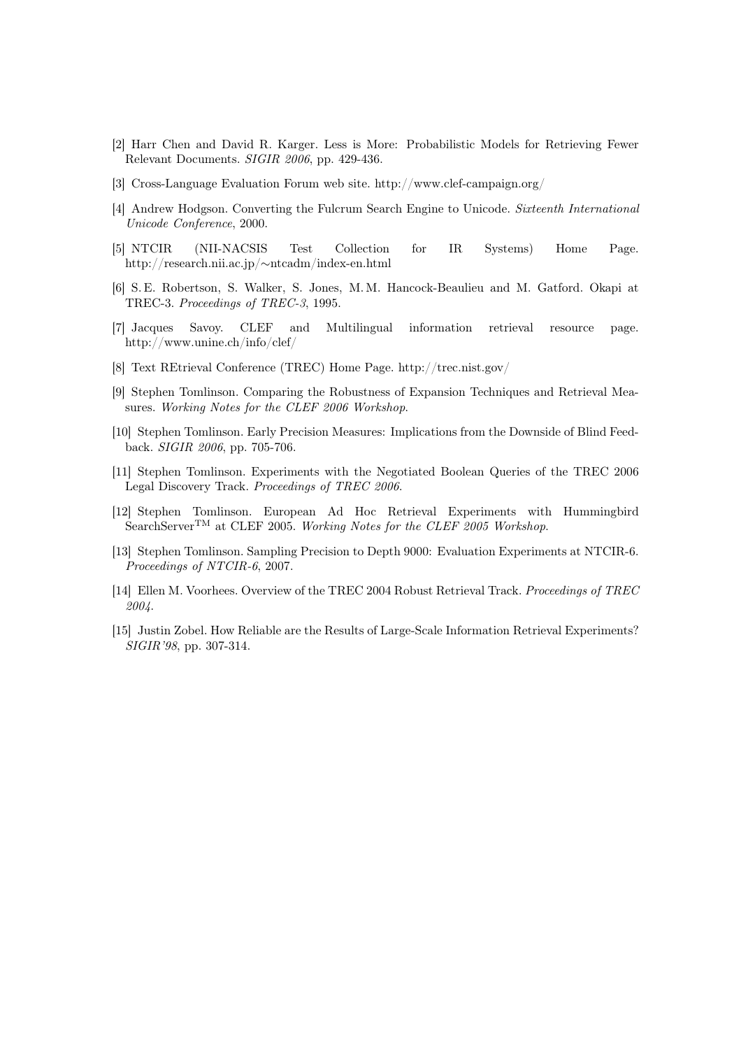[2] Harr Chen and David R. Karger. Less is More: Probabilistic Models for Retrieving Fewer Relevant Documents. *SIGIR 2006*, pp. 429-436.

[3] Cross-Language Evaluation Forum web site. http://www.clef-campaign.org/

[4] Andrew Hodgson. Converting the Fulcrum Search Engine to Unicode. *Sixteenth International Unicode Conference*, 2000.

[5] NTCIR (NII-NACSIS Test Collection for IR Systems) Home Page. http://research.nii.ac.jp/∼ntcadm/index-en.html

[6] S. E. Robertson, S. Walker, S. Jones, M. M. Hancock-Beaulieu and M. Gatford. Okapi at TREC-3. *Proceedings of TREC-3*, 1995.

[7] Jacques Savoy. CLEF and Multilingual information retrieval resource page. http://www.unine.ch/info/clef/

[8] Text REtrieval Conference (TREC) Home Page. http://trec.nist.gov/

[9] Stephen Tomlinson. Comparing the Robustness of Expansion Techniques and Retrieval Measures. *Working Notes for the CLEF 2006 Workshop*.

[10] Stephen Tomlinson. Early Precision Measures: Implications from the Downside of Blind Feedback. *SIGIR 2006*, pp. 705-706.

[11] Stephen Tomlinson. Experiments with the Negotiated Boolean Queries of the TREC 2006 Legal Discovery Track. *Proceedings of TREC 2006*.

[12] Stephen Tomlinson. European Ad Hoc Retrieval Experiments with Hummingbird SearchServer™ at CLEF 2005. *Working Notes for the CLEF 2005 Workshop*.

[13] Stephen Tomlinson. Sampling Precision to Depth 9000: Evaluation Experiments at NTCIR-6. *Proceedings of NTCIR-6*, 2007.

[14] Ellen M. Voorhees. Overview of the TREC 2004 Robust Retrieval Track. *Proceedings of TREC 2004*.

[15] Justin Zobel. How Reliable are the Results of Large-Scale Information Retrieval Experiments? *SIGIR'98*, pp. 307-314.